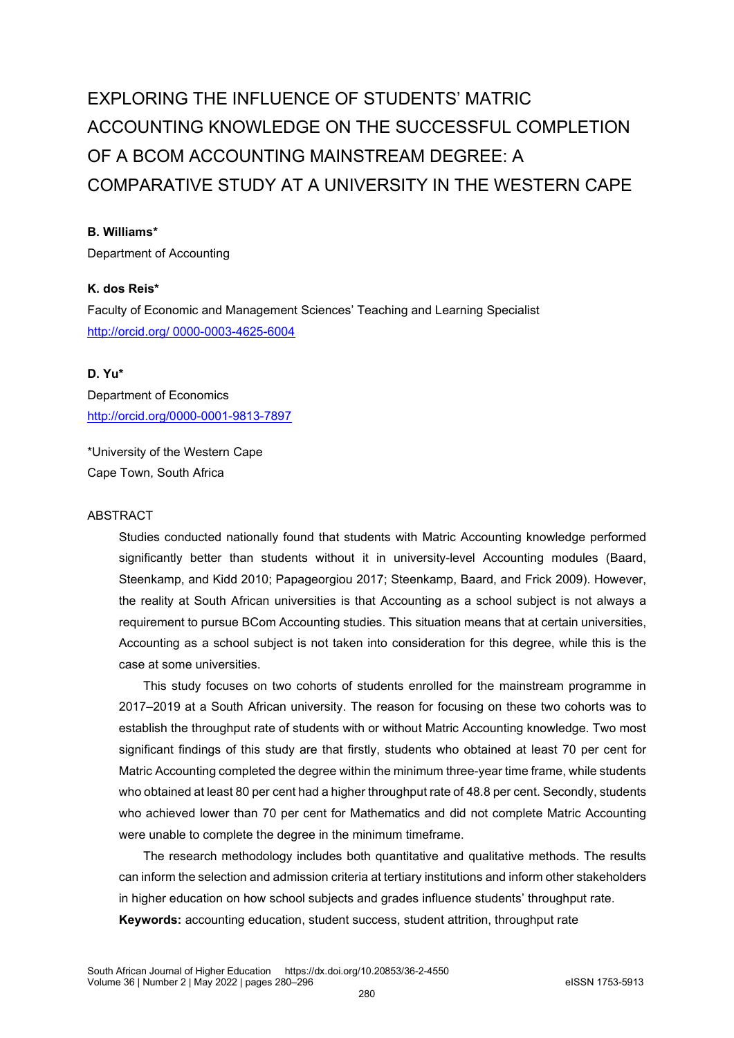# EXPLORING THE INFLUENCE OF STUDENTS' MATRIC ACCOUNTING KNOWLEDGE ON THE SUCCESSFUL COMPLETION OF A BCOM ACCOUNTING MAINSTREAM DEGREE: A COMPARATIVE STUDY AT A UNIVERSITY IN THE WESTERN CAPE

**B. Williams***

Department of Accounting

**K. dos Reis***

Faculty of Economic and Management Sciences' Teaching and Learning Specialist
http://orcid.org/ 0000-0003-4625-6004

**D. Yu***

Department of Economics
http://orcid.org/0000-0001-9813-7897

*University of the Western Cape
Cape Town, South Africa

ABSTRACT

Studies conducted nationally found that students with Matric Accounting knowledge performed significantly better than students without it in university-level Accounting modules (Baard, Steenkamp, and Kidd 2010; Papageorgiou 2017; Steenkamp, Baard, and Frick 2009). However, the reality at South African universities is that Accounting as a school subject is not always a requirement to pursue BCom Accounting studies. This situation means that at certain universities, Accounting as a school subject is not taken into consideration for this degree, while this is the case at some universities.

This study focuses on two cohorts of students enrolled for the mainstream programme in 2017–2019 at a South African university. The reason for focusing on these two cohorts was to establish the throughput rate of students with or without Matric Accounting knowledge. Two most significant findings of this study are that firstly, students who obtained at least 70 per cent for Matric Accounting completed the degree within the minimum three-year time frame, while students who obtained at least 80 per cent had a higher throughput rate of 48.8 per cent. Secondly, students who achieved lower than 70 per cent for Mathematics and did not complete Matric Accounting were unable to complete the degree in the minimum timeframe.

The research methodology includes both quantitative and qualitative methods. The results can inform the selection and admission criteria at tertiary institutions and inform other stakeholders in higher education on how school subjects and grades influence students' throughput rate.

**Keywords:** accounting education, student success, student attrition, throughput rate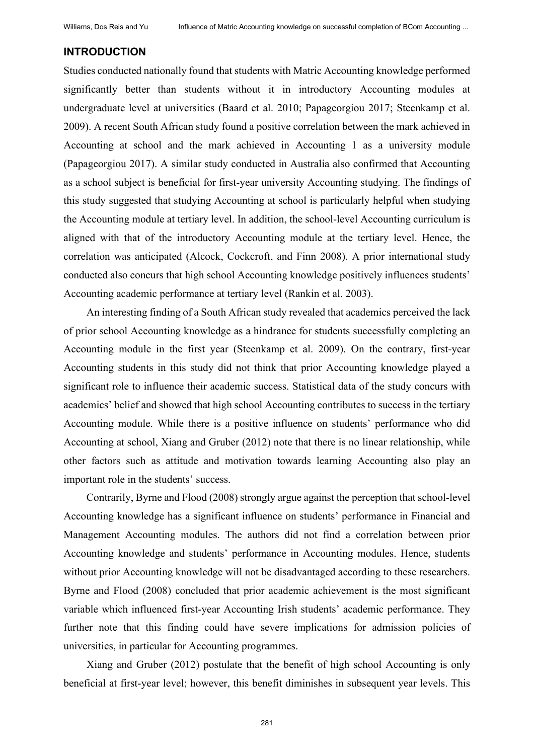## INTRODUCTION

Studies conducted nationally found that students with Matric Accounting knowledge performed significantly better than students without it in introductory Accounting modules at undergraduate level at universities (Baard et al. 2010; Papageorgiou 2017; Steenkamp et al. 2009). A recent South African study found a positive correlation between the mark achieved in Accounting at school and the mark achieved in Accounting 1 as a university module (Papageorgiou 2017). A similar study conducted in Australia also confirmed that Accounting as a school subject is beneficial for first-year university Accounting studying. The findings of this study suggested that studying Accounting at school is particularly helpful when studying the Accounting module at tertiary level. In addition, the school-level Accounting curriculum is aligned with that of the introductory Accounting module at the tertiary level. Hence, the correlation was anticipated (Alcock, Cockcroft, and Finn 2008). A prior international study conducted also concurs that high school Accounting knowledge positively influences students' Accounting academic performance at tertiary level (Rankin et al. 2003).

An interesting finding of a South African study revealed that academics perceived the lack of prior school Accounting knowledge as a hindrance for students successfully completing an Accounting module in the first year (Steenkamp et al. 2009). On the contrary, first-year Accounting students in this study did not think that prior Accounting knowledge played a significant role to influence their academic success. Statistical data of the study concurs with academics' belief and showed that high school Accounting contributes to success in the tertiary Accounting module. While there is a positive influence on students' performance who did Accounting at school, Xiang and Gruber (2012) note that there is no linear relationship, while other factors such as attitude and motivation towards learning Accounting also play an important role in the students' success.

Contrarily, Byrne and Flood (2008) strongly argue against the perception that school-level Accounting knowledge has a significant influence on students' performance in Financial and Management Accounting modules. The authors did not find a correlation between prior Accounting knowledge and students' performance in Accounting modules. Hence, students without prior Accounting knowledge will not be disadvantaged according to these researchers. Byrne and Flood (2008) concluded that prior academic achievement is the most significant variable which influenced first-year Accounting Irish students' academic performance. They further note that this finding could have severe implications for admission policies of universities, in particular for Accounting programmes.

Xiang and Gruber (2012) postulate that the benefit of high school Accounting is only beneficial at first-year level; however, this benefit diminishes in subsequent year levels. This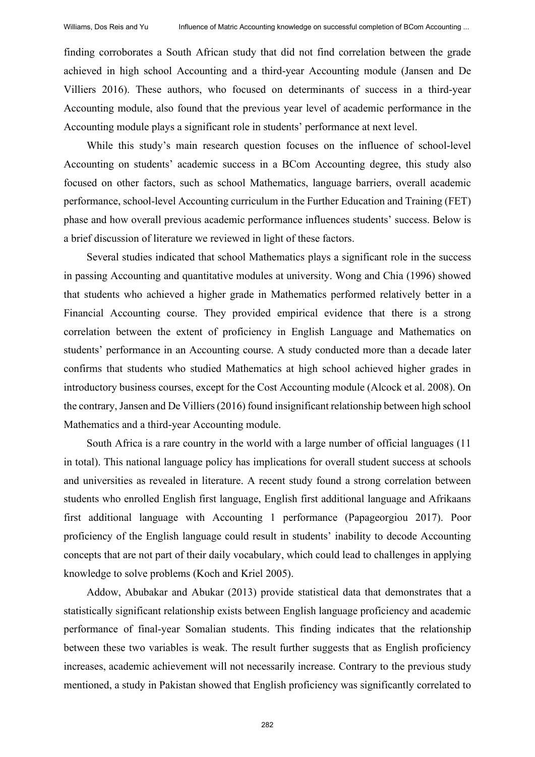finding corroborates a South African study that did not find correlation between the grade achieved in high school Accounting and a third-year Accounting module (Jansen and De Villiers 2016). These authors, who focused on determinants of success in a third-year Accounting module, also found that the previous year level of academic performance in the Accounting module plays a significant role in students' performance at next level.

While this study's main research question focuses on the influence of school-level Accounting on students' academic success in a BCom Accounting degree, this study also focused on other factors, such as school Mathematics, language barriers, overall academic performance, school-level Accounting curriculum in the Further Education and Training (FET) phase and how overall previous academic performance influences students' success. Below is a brief discussion of literature we reviewed in light of these factors.

Several studies indicated that school Mathematics plays a significant role in the success in passing Accounting and quantitative modules at university. Wong and Chia (1996) showed that students who achieved a higher grade in Mathematics performed relatively better in a Financial Accounting course. They provided empirical evidence that there is a strong correlation between the extent of proficiency in English Language and Mathematics on students' performance in an Accounting course. A study conducted more than a decade later confirms that students who studied Mathematics at high school achieved higher grades in introductory business courses, except for the Cost Accounting module (Alcock et al. 2008). On the contrary, Jansen and De Villiers (2016) found insignificant relationship between high school Mathematics and a third-year Accounting module.

South Africa is a rare country in the world with a large number of official languages (11 in total). This national language policy has implications for overall student success at schools and universities as revealed in literature. A recent study found a strong correlation between students who enrolled English first language, English first additional language and Afrikaans first additional language with Accounting 1 performance (Papageorgiou 2017). Poor proficiency of the English language could result in students' inability to decode Accounting concepts that are not part of their daily vocabulary, which could lead to challenges in applying knowledge to solve problems (Koch and Kriel 2005).

Addow, Abubakar and Abukar (2013) provide statistical data that demonstrates that a statistically significant relationship exists between English language proficiency and academic performance of final-year Somalian students. This finding indicates that the relationship between these two variables is weak. The result further suggests that as English proficiency increases, academic achievement will not necessarily increase. Contrary to the previous study mentioned, a study in Pakistan showed that English proficiency was significantly correlated to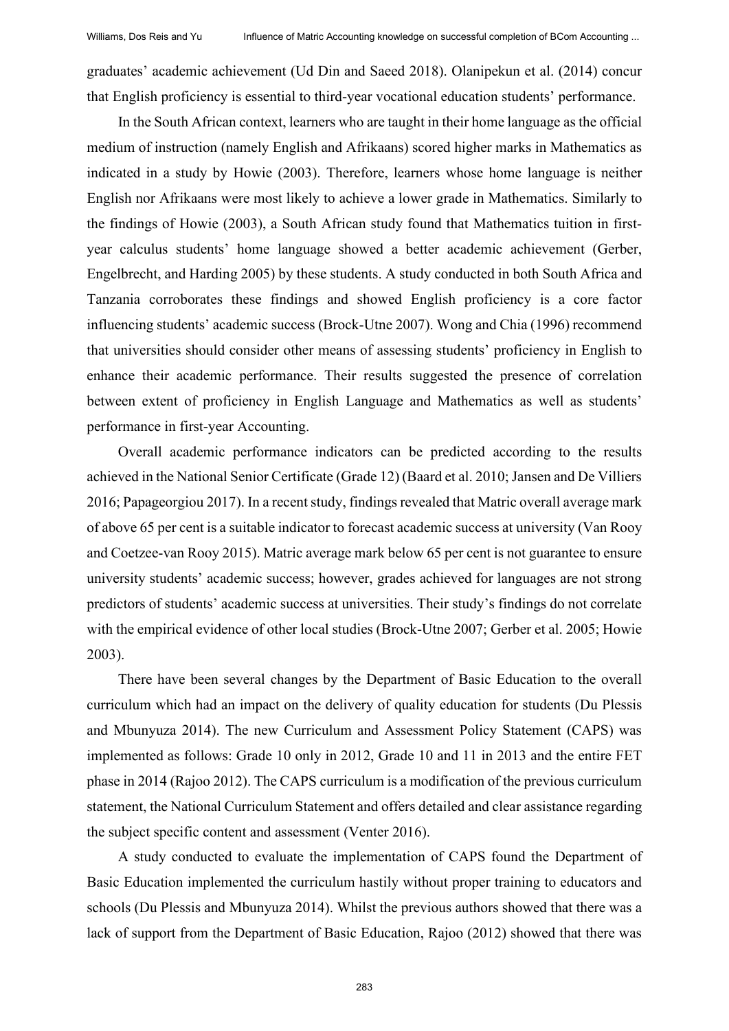graduates' academic achievement (Ud Din and Saeed 2018). Olanipekun et al. (2014) concur that English proficiency is essential to third-year vocational education students' performance.

In the South African context, learners who are taught in their home language as the official medium of instruction (namely English and Afrikaans) scored higher marks in Mathematics as indicated in a study by Howie (2003). Therefore, learners whose home language is neither English nor Afrikaans were most likely to achieve a lower grade in Mathematics. Similarly to the findings of Howie (2003), a South African study found that Mathematics tuition in first-year calculus students' home language showed a better academic achievement (Gerber, Engelbrecht, and Harding 2005) by these students. A study conducted in both South Africa and Tanzania corroborates these findings and showed English proficiency is a core factor influencing students' academic success (Brock-Utne 2007). Wong and Chia (1996) recommend that universities should consider other means of assessing students' proficiency in English to enhance their academic performance. Their results suggested the presence of correlation between extent of proficiency in English Language and Mathematics as well as students' performance in first-year Accounting.

Overall academic performance indicators can be predicted according to the results achieved in the National Senior Certificate (Grade 12) (Baard et al. 2010; Jansen and De Villiers 2016; Papageorgiou 2017). In a recent study, findings revealed that Matric overall average mark of above 65 per cent is a suitable indicator to forecast academic success at university (Van Rooy and Coetzee-van Rooy 2015). Matric average mark below 65 per cent is not guarantee to ensure university students' academic success; however, grades achieved for languages are not strong predictors of students' academic success at universities. Their study's findings do not correlate with the empirical evidence of other local studies (Brock-Utne 2007; Gerber et al. 2005; Howie 2003).

There have been several changes by the Department of Basic Education to the overall curriculum which had an impact on the delivery of quality education for students (Du Plessis and Mbunyuza 2014). The new Curriculum and Assessment Policy Statement (CAPS) was implemented as follows: Grade 10 only in 2012, Grade 10 and 11 in 2013 and the entire FET phase in 2014 (Rajoo 2012). The CAPS curriculum is a modification of the previous curriculum statement, the National Curriculum Statement and offers detailed and clear assistance regarding the subject specific content and assessment (Venter 2016).

A study conducted to evaluate the implementation of CAPS found the Department of Basic Education implemented the curriculum hastily without proper training to educators and schools (Du Plessis and Mbunyuza 2014). Whilst the previous authors showed that there was a lack of support from the Department of Basic Education, Rajoo (2012) showed that there was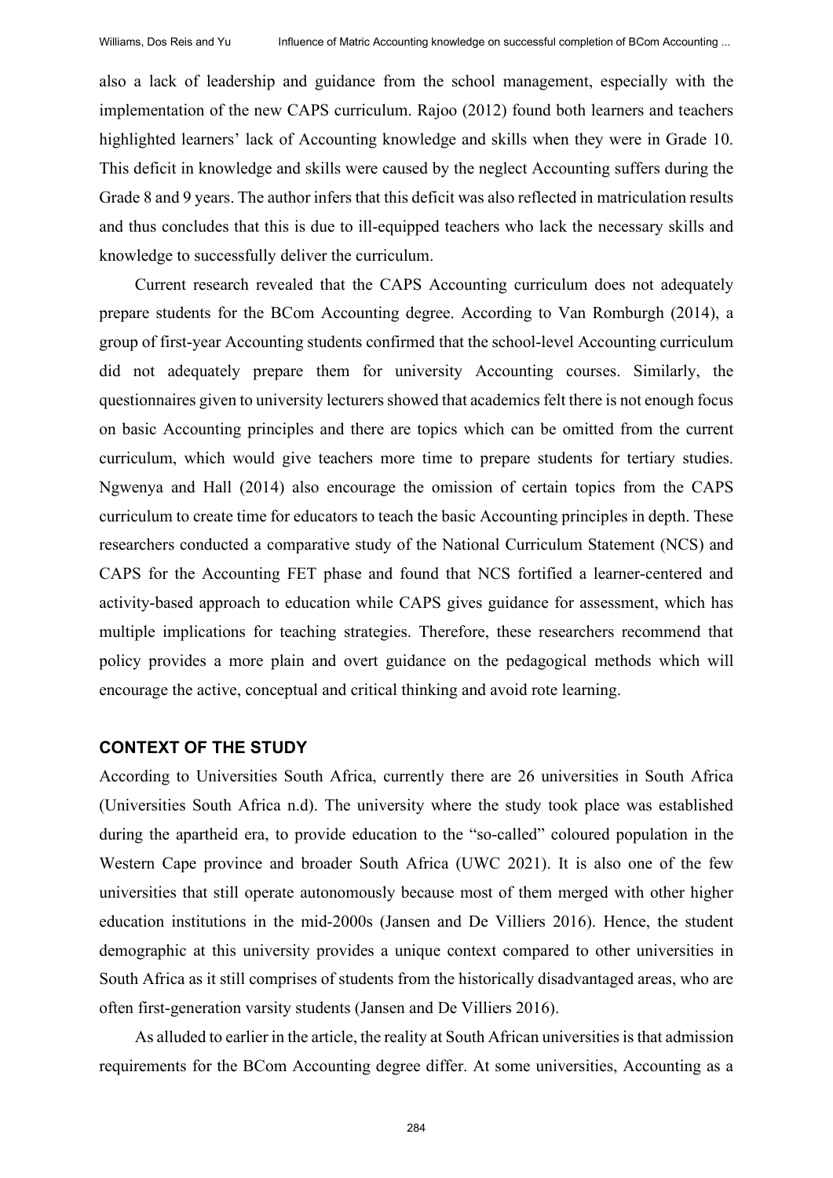also a lack of leadership and guidance from the school management, especially with the implementation of the new CAPS curriculum. Rajoo (2012) found both learners and teachers highlighted learners' lack of Accounting knowledge and skills when they were in Grade 10. This deficit in knowledge and skills were caused by the neglect Accounting suffers during the Grade 8 and 9 years. The author infers that this deficit was also reflected in matriculation results and thus concludes that this is due to ill-equipped teachers who lack the necessary skills and knowledge to successfully deliver the curriculum.

Current research revealed that the CAPS Accounting curriculum does not adequately prepare students for the BCom Accounting degree. According to Van Romburgh (2014), a group of first-year Accounting students confirmed that the school-level Accounting curriculum did not adequately prepare them for university Accounting courses. Similarly, the questionnaires given to university lecturers showed that academics felt there is not enough focus on basic Accounting principles and there are topics which can be omitted from the current curriculum, which would give teachers more time to prepare students for tertiary studies. Ngwenya and Hall (2014) also encourage the omission of certain topics from the CAPS curriculum to create time for educators to teach the basic Accounting principles in depth. These researchers conducted a comparative study of the National Curriculum Statement (NCS) and CAPS for the Accounting FET phase and found that NCS fortified a learner-centered and activity-based approach to education while CAPS gives guidance for assessment, which has multiple implications for teaching strategies. Therefore, these researchers recommend that policy provides a more plain and overt guidance on the pedagogical methods which will encourage the active, conceptual and critical thinking and avoid rote learning.

## CONTEXT OF THE STUDY

According to Universities South Africa, currently there are 26 universities in South Africa (Universities South Africa n.d). The university where the study took place was established during the apartheid era, to provide education to the "so-called" coloured population in the Western Cape province and broader South Africa (UWC 2021). It is also one of the few universities that still operate autonomously because most of them merged with other higher education institutions in the mid-2000s (Jansen and De Villiers 2016). Hence, the student demographic at this university provides a unique context compared to other universities in South Africa as it still comprises of students from the historically disadvantaged areas, who are often first-generation varsity students (Jansen and De Villiers 2016).

As alluded to earlier in the article, the reality at South African universities is that admission requirements for the BCom Accounting degree differ. At some universities, Accounting as a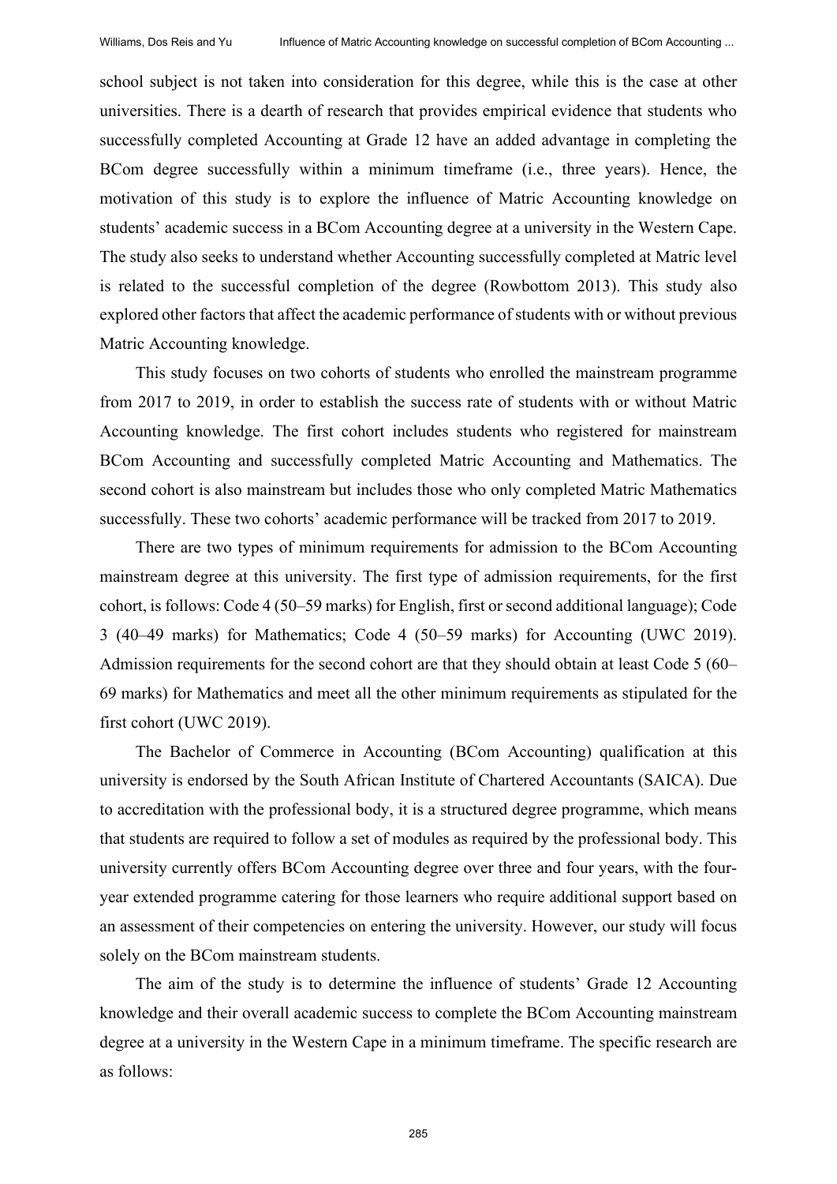school subject is not taken into consideration for this degree, while this is the case at other universities. There is a dearth of research that provides empirical evidence that students who successfully completed Accounting at Grade 12 have an added advantage in completing the BCom degree successfully within a minimum timeframe (i.e., three years). Hence, the motivation of this study is to explore the influence of Matric Accounting knowledge on students' academic success in a BCom Accounting degree at a university in the Western Cape. The study also seeks to understand whether Accounting successfully completed at Matric level is related to the successful completion of the degree (Rowbottom 2013). This study also explored other factors that affect the academic performance of students with or without previous Matric Accounting knowledge.

This study focuses on two cohorts of students who enrolled the mainstream programme from 2017 to 2019, in order to establish the success rate of students with or without Matric Accounting knowledge. The first cohort includes students who registered for mainstream BCom Accounting and successfully completed Matric Accounting and Mathematics. The second cohort is also mainstream but includes those who only completed Matric Mathematics successfully. These two cohorts' academic performance will be tracked from 2017 to 2019.

There are two types of minimum requirements for admission to the BCom Accounting mainstream degree at this university. The first type of admission requirements, for the first cohort, is follows: Code 4 (50–59 marks) for English, first or second additional language); Code 3 (40–49 marks) for Mathematics; Code 4 (50–59 marks) for Accounting (UWC 2019). Admission requirements for the second cohort are that they should obtain at least Code 5 (60–69 marks) for Mathematics and meet all the other minimum requirements as stipulated for the first cohort (UWC 2019).

The Bachelor of Commerce in Accounting (BCom Accounting) qualification at this university is endorsed by the South African Institute of Chartered Accountants (SAICA). Due to accreditation with the professional body, it is a structured degree programme, which means that students are required to follow a set of modules as required by the professional body. This university currently offers BCom Accounting degree over three and four years, with the four-year extended programme catering for those learners who require additional support based on an assessment of their competencies on entering the university. However, our study will focus solely on the BCom mainstream students.

The aim of the study is to determine the influence of students' Grade 12 Accounting knowledge and their overall academic success to complete the BCom Accounting mainstream degree at a university in the Western Cape in a minimum timeframe. The specific research are as follows: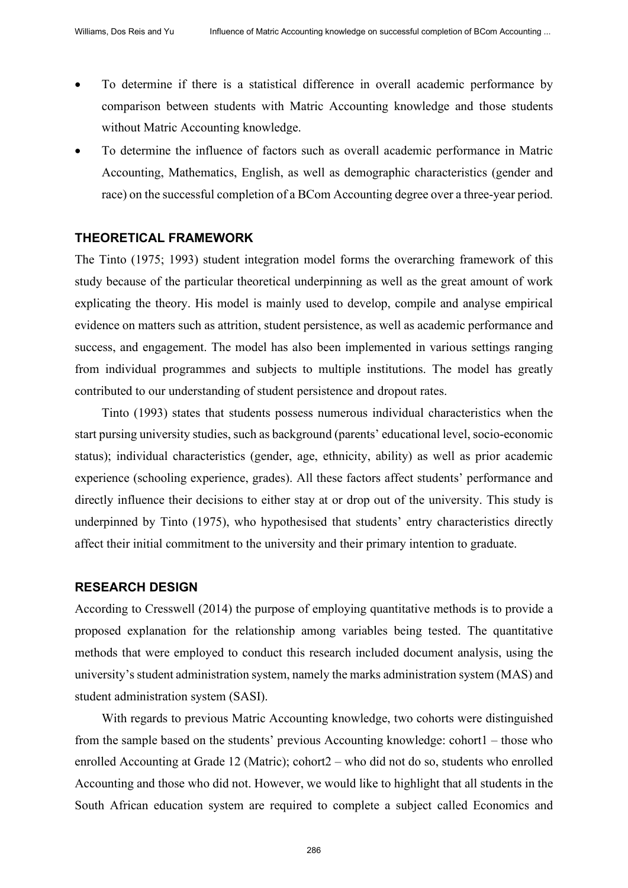- To determine if there is a statistical difference in overall academic performance by comparison between students with Matric Accounting knowledge and those students without Matric Accounting knowledge.
- To determine the influence of factors such as overall academic performance in Matric Accounting, Mathematics, English, as well as demographic characteristics (gender and race) on the successful completion of a BCom Accounting degree over a three-year period.

## THEORETICAL FRAMEWORK

The Tinto (1975; 1993) student integration model forms the overarching framework of this study because of the particular theoretical underpinning as well as the great amount of work explicating the theory. His model is mainly used to develop, compile and analyse empirical evidence on matters such as attrition, student persistence, as well as academic performance and success, and engagement. The model has also been implemented in various settings ranging from individual programmes and subjects to multiple institutions. The model has greatly contributed to our understanding of student persistence and dropout rates.

Tinto (1993) states that students possess numerous individual characteristics when the start pursing university studies, such as background (parents' educational level, socio-economic status); individual characteristics (gender, age, ethnicity, ability) as well as prior academic experience (schooling experience, grades). All these factors affect students' performance and directly influence their decisions to either stay at or drop out of the university. This study is underpinned by Tinto (1975), who hypothesised that students' entry characteristics directly affect their initial commitment to the university and their primary intention to graduate.

## RESEARCH DESIGN

According to Cresswell (2014) the purpose of employing quantitative methods is to provide a proposed explanation for the relationship among variables being tested. The quantitative methods that were employed to conduct this research included document analysis, using the university's student administration system, namely the marks administration system (MAS) and student administration system (SASI).

With regards to previous Matric Accounting knowledge, two cohorts were distinguished from the sample based on the students' previous Accounting knowledge: cohort1 – those who enrolled Accounting at Grade 12 (Matric); cohort2 – who did not do so, students who enrolled Accounting and those who did not. However, we would like to highlight that all students in the South African education system are required to complete a subject called Economics and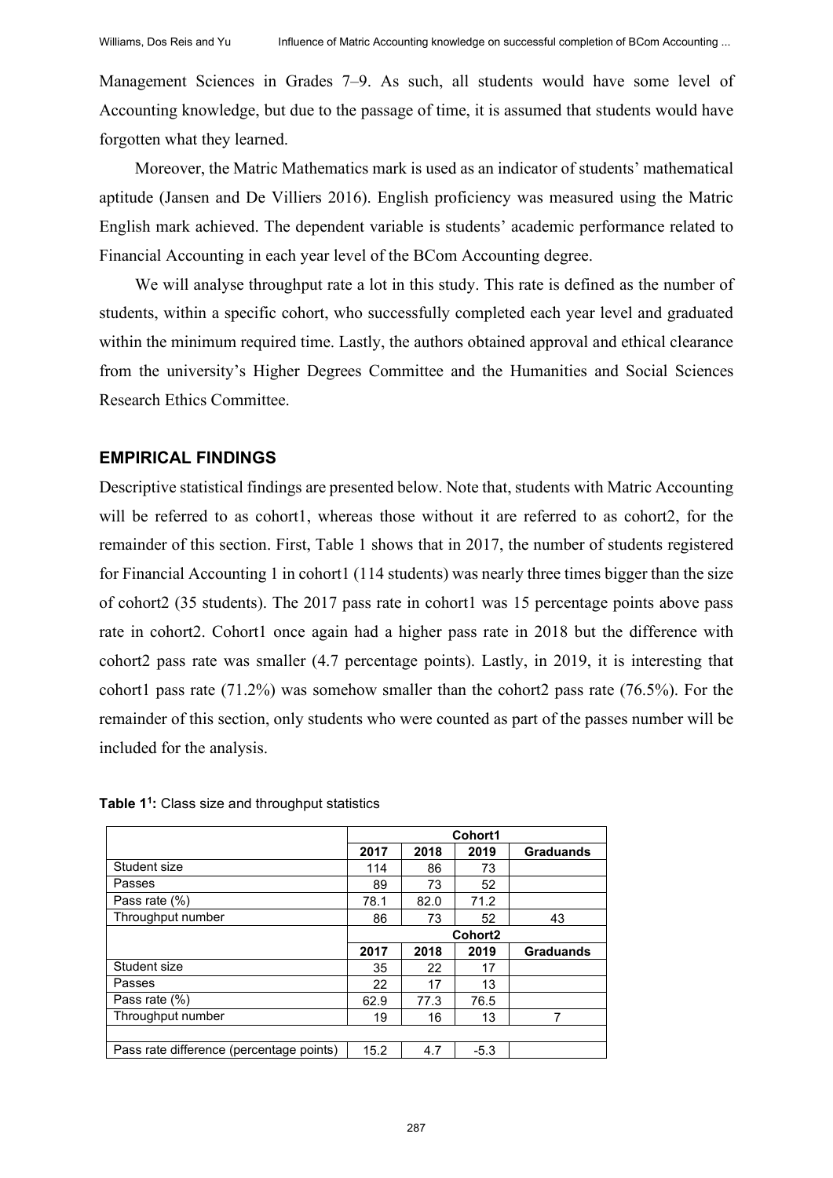Management Sciences in Grades 7–9. As such, all students would have some level of Accounting knowledge, but due to the passage of time, it is assumed that students would have forgotten what they learned.

Moreover, the Matric Mathematics mark is used as an indicator of students' mathematical aptitude (Jansen and De Villiers 2016). English proficiency was measured using the Matric English mark achieved. The dependent variable is students' academic performance related to Financial Accounting in each year level of the BCom Accounting degree.

We will analyse throughput rate a lot in this study. This rate is defined as the number of students, within a specific cohort, who successfully completed each year level and graduated within the minimum required time. Lastly, the authors obtained approval and ethical clearance from the university's Higher Degrees Committee and the Humanities and Social Sciences Research Ethics Committee.

## EMPIRICAL FINDINGS

Descriptive statistical findings are presented below. Note that, students with Matric Accounting will be referred to as cohort1, whereas those without it are referred to as cohort2, for the remainder of this section. First, Table 1 shows that in 2017, the number of students registered for Financial Accounting 1 in cohort1 (114 students) was nearly three times bigger than the size of cohort2 (35 students). The 2017 pass rate in cohort1 was 15 percentage points above pass rate in cohort2. Cohort1 once again had a higher pass rate in 2018 but the difference with cohort2 pass rate was smaller (4.7 percentage points). Lastly, in 2019, it is interesting that cohort1 pass rate (71.2%) was somehow smaller than the cohort2 pass rate (76.5%). For the remainder of this section, only students who were counted as part of the passes number will be included for the analysis.

**Table 1[1]:** Class size and throughput statistics

| | Cohort1 | | | |
|---|---|---|---|---|
| | **2017** | **2018** | **2019** | **Graduands** |
| Student size | 114 | 86 | 73 | |
| Passes | 89 | 73 | 52 | |
| Pass rate (%) | 78.1 | 82.0 | 71.2 | |
| Throughput number | 86 | 73 | 52 | 43 |
| | **Cohort2** | | | |
| | **2017** | **2018** | **2019** | **Graduands** |
| Student size | 35 | 22 | 17 | |
| Passes | 22 | 17 | 13 | |
| Pass rate (%) | 62.9 | 77.3 | 76.5 | |
| Throughput number | 19 | 16 | 13 | 7 |
| | | | | |
| Pass rate difference (percentage points) | 15.2 | 4.7 | -5.3 | |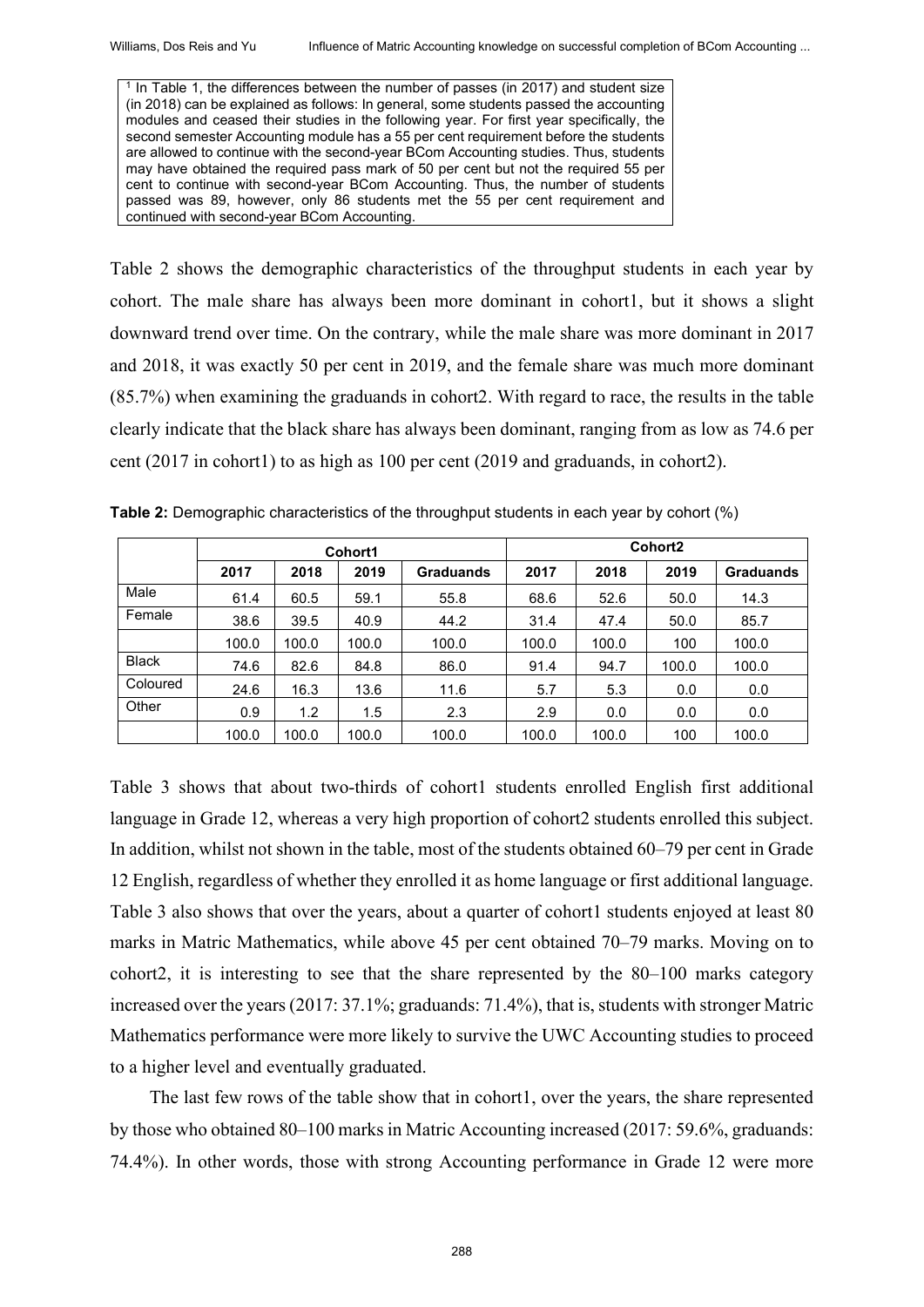[1] In Table 1, the differences between the number of passes (in 2017) and student size (in 2018) can be explained as follows: In general, some students passed the accounting modules and ceased their studies in the following year. For first year specifically, the second semester Accounting module has a 55 per cent requirement before the students are allowed to continue with the second-year BCom Accounting studies. Thus, students may have obtained the required pass mark of 50 per cent but not the required 55 per cent to continue with second-year BCom Accounting. Thus, the number of students passed was 89, however, only 86 students met the 55 per cent requirement and continued with second-year BCom Accounting.

Table 2 shows the demographic characteristics of the throughput students in each year by cohort. The male share has always been more dominant in cohort1, but it shows a slight downward trend over time. On the contrary, while the male share was more dominant in 2017 and 2018, it was exactly 50 per cent in 2019, and the female share was much more dominant (85.7%) when examining the graduands in cohort2. With regard to race, the results in the table clearly indicate that the black share has always been dominant, ranging from as low as 74.6 per cent (2017 in cohort1) to as high as 100 per cent (2019 and graduands, in cohort2).

**Table 2:** Demographic characteristics of the throughput students in each year by cohort (%)

| | Cohort1 | | | | Cohort2 | | | |
|---|---|---|---|---|---|---|---|---|
| | 2017 | 2018 | 2019 | Graduands | 2017 | 2018 | 2019 | Graduands |
| Male | 61.4 | 60.5 | 59.1 | 55.8 | 68.6 | 52.6 | 50.0 | 14.3 |
| Female | 38.6 | 39.5 | 40.9 | 44.2 | 31.4 | 47.4 | 50.0 | 85.7 |
| | 100.0 | 100.0 | 100.0 | 100.0 | 100.0 | 100.0 | 100 | 100.0 |
| Black | 74.6 | 82.6 | 84.8 | 86.0 | 91.4 | 94.7 | 100.0 | 100.0 |
| Coloured | 24.6 | 16.3 | 13.6 | 11.6 | 5.7 | 5.3 | 0.0 | 0.0 |
| Other | 0.9 | 1.2 | 1.5 | 2.3 | 2.9 | 0.0 | 0.0 | 0.0 |
| | 100.0 | 100.0 | 100.0 | 100.0 | 100.0 | 100.0 | 100 | 100.0 |

Table 3 shows that about two-thirds of cohort1 students enrolled English first additional language in Grade 12, whereas a very high proportion of cohort2 students enrolled this subject. In addition, whilst not shown in the table, most of the students obtained 60–79 per cent in Grade 12 English, regardless of whether they enrolled it as home language or first additional language. Table 3 also shows that over the years, about a quarter of cohort1 students enjoyed at least 80 marks in Matric Mathematics, while above 45 per cent obtained 70–79 marks. Moving on to cohort2, it is interesting to see that the share represented by the 80–100 marks category increased over the years (2017: 37.1%; graduands: 71.4%), that is, students with stronger Matric Mathematics performance were more likely to survive the UWC Accounting studies to proceed to a higher level and eventually graduated.

The last few rows of the table show that in cohort1, over the years, the share represented by those who obtained 80–100 marks in Matric Accounting increased (2017: 59.6%, graduands: 74.4%). In other words, those with strong Accounting performance in Grade 12 were more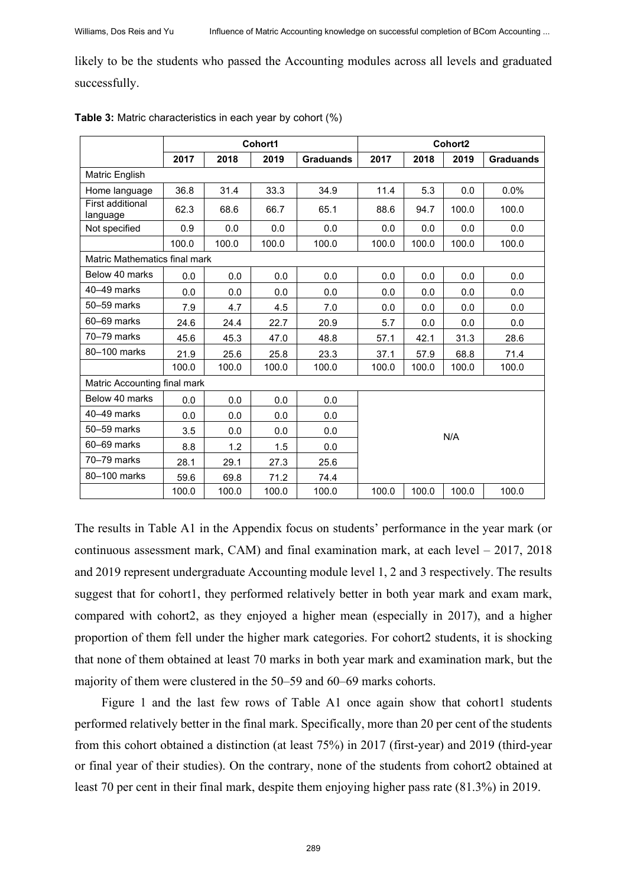likely to be the students who passed the Accounting modules across all levels and graduated successfully.

**Table 3:** Matric characteristics in each year by cohort (%)

| | Cohort1 | | | | Cohort2 | | | |
|---|---|---|---|---|---|---|---|---|
| | 2017 | 2018 | 2019 | Graduands | 2017 | 2018 | 2019 | Graduands |
| Matric English | | | | | | | | |
| Home language | 36.8 | 31.4 | 33.3 | 34.9 | 11.4 | 5.3 | 0.0 | 0.0% |
| First additional language | 62.3 | 68.6 | 66.7 | 65.1 | 88.6 | 94.7 | 100.0 | 100.0 |
| Not specified | 0.9 | 0.0 | 0.0 | 0.0 | 0.0 | 0.0 | 0.0 | 0.0 |
| | 100.0 | 100.0 | 100.0 | 100.0 | 100.0 | 100.0 | 100.0 | 100.0 |
| Matric Mathematics final mark | | | | | | | | |
| Below 40 marks | 0.0 | 0.0 | 0.0 | 0.0 | 0.0 | 0.0 | 0.0 | 0.0 |
| 40–49 marks | 0.0 | 0.0 | 0.0 | 0.0 | 0.0 | 0.0 | 0.0 | 0.0 |
| 50–59 marks | 7.9 | 4.7 | 4.5 | 7.0 | 0.0 | 0.0 | 0.0 | 0.0 |
| 60–69 marks | 24.6 | 24.4 | 22.7 | 20.9 | 5.7 | 0.0 | 0.0 | 0.0 |
| 70–79 marks | 45.6 | 45.3 | 47.0 | 48.8 | 57.1 | 42.1 | 31.3 | 28.6 |
| 80–100 marks | 21.9 | 25.6 | 25.8 | 23.3 | 37.1 | 57.9 | 68.8 | 71.4 |
| | 100.0 | 100.0 | 100.0 | 100.0 | 100.0 | 100.0 | 100.0 | 100.0 |
| Matric Accounting final mark | | | | | | | | |
| Below 40 marks | 0.0 | 0.0 | 0.0 | 0.0 | N/A | | | |
| 40–49 marks | 0.0 | 0.0 | 0.0 | 0.0 | | | | |
| 50–59 marks | 3.5 | 0.0 | 0.0 | 0.0 | | | | |
| 60–69 marks | 8.8 | 1.2 | 1.5 | 0.0 | | | | |
| 70–79 marks | 28.1 | 29.1 | 27.3 | 25.6 | | | | |
| 80–100 marks | 59.6 | 69.8 | 71.2 | 74.4 | | | | |
| | 100.0 | 100.0 | 100.0 | 100.0 | 100.0 | 100.0 | 100.0 | 100.0 |

The results in Table A1 in the Appendix focus on students' performance in the year mark (or continuous assessment mark, CAM) and final examination mark, at each level – 2017, 2018 and 2019 represent undergraduate Accounting module level 1, 2 and 3 respectively. The results suggest that for cohort1, they performed relatively better in both year mark and exam mark, compared with cohort2, as they enjoyed a higher mean (especially in 2017), and a higher proportion of them fell under the higher mark categories. For cohort2 students, it is shocking that none of them obtained at least 70 marks in both year mark and examination mark, but the majority of them were clustered in the 50–59 and 60–69 marks cohorts.

Figure 1 and the last few rows of Table A1 once again show that cohort1 students performed relatively better in the final mark. Specifically, more than 20 per cent of the students from this cohort obtained a distinction (at least 75%) in 2017 (first-year) and 2019 (third-year or final year of their studies). On the contrary, none of the students from cohort2 obtained at least 70 per cent in their final mark, despite them enjoying higher pass rate (81.3%) in 2019.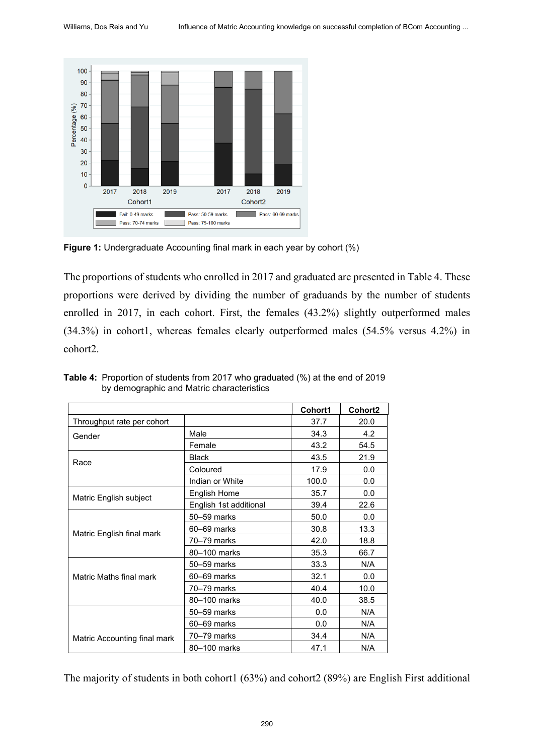**Figure 1:** Undergraduate Accounting final mark in each year by cohort (%)

The proportions of students who enrolled in 2017 and graduated are presented in Table 4. These proportions were derived by dividing the number of graduands by the number of students enrolled in 2017, in each cohort. First, the females (43.2%) slightly outperformed males (34.3%) in cohort1, whereas females clearly outperformed males (54.5% versus 4.2%) in cohort2.

**Table 4:** Proportion of students from 2017 who graduated (%) at the end of 2019 by demographic and Matric characteristics

| | | Cohort1 | Cohort2 |
|---|---|---|---|
| Throughput rate per cohort | | 37.7 | 20.0 |
| Gender | Male | 34.3 | 4.2 |
| | Female | 43.2 | 54.5 |
| Race | Black | 43.5 | 21.9 |
| | Coloured | 17.9 | 0.0 |
| | Indian or White | 100.0 | 0.0 |
| Matric English subject | English Home | 35.7 | 0.0 |
| | English 1st additional | 39.4 | 22.6 |
| Matric English final mark | 50–59 marks | 50.0 | 0.0 |
| | 60–69 marks | 30.8 | 13.3 |
| | 70–79 marks | 42.0 | 18.8 |
| | 80–100 marks | 35.3 | 66.7 |
| Matric Maths final mark | 50–59 marks | 33.3 | N/A |
| | 60–69 marks | 32.1 | 0.0 |
| | 70–79 marks | 40.4 | 10.0 |
| | 80–100 marks | 40.0 | 38.5 |
| Matric Accounting final mark | 50–59 marks | 0.0 | N/A |
| | 60–69 marks | 0.0 | N/A |
| | 70–79 marks | 34.4 | N/A |
| | 80–100 marks | 47.1 | N/A |

The majority of students in both cohort1 (63%) and cohort2 (89%) are English First additional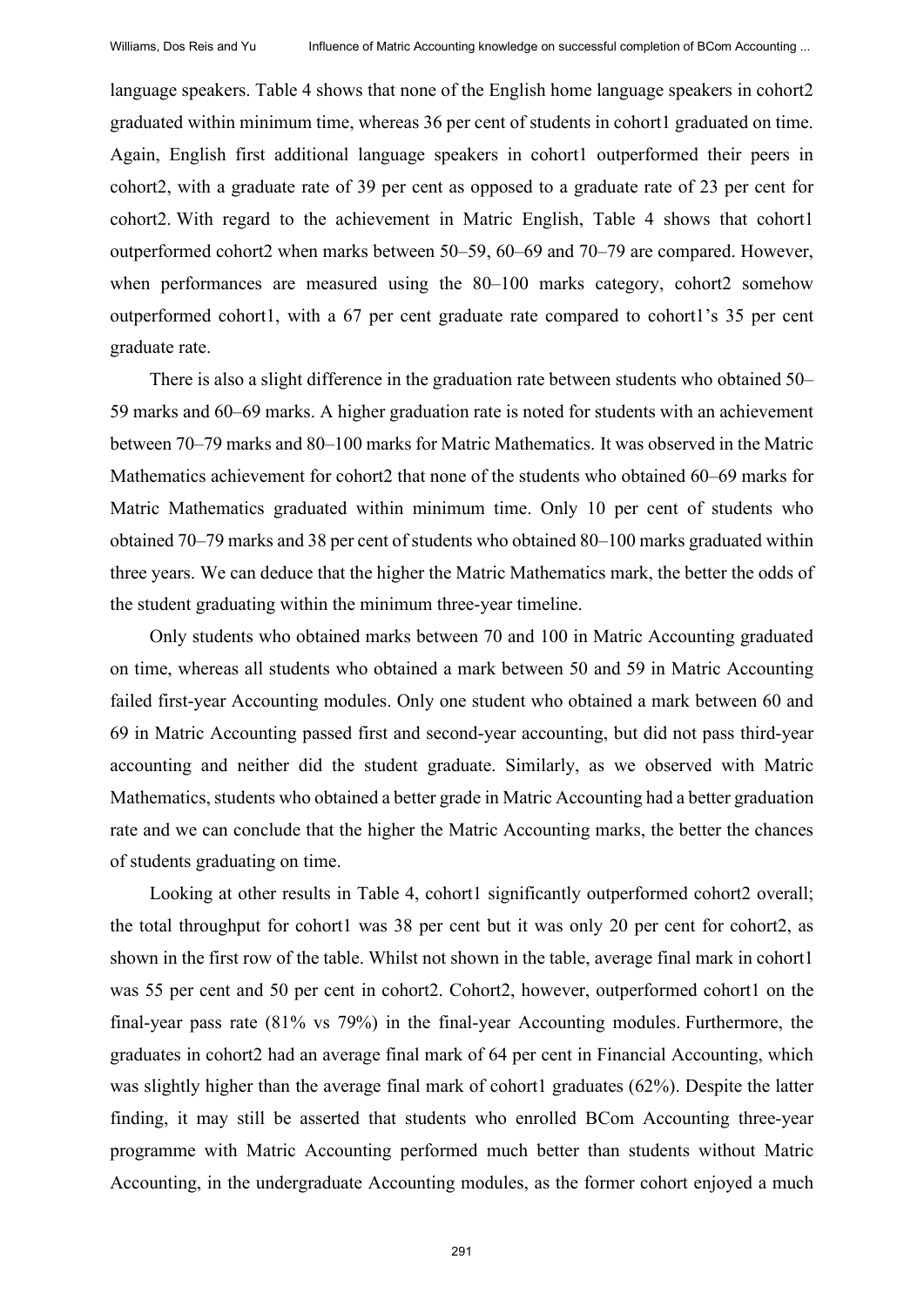language speakers. Table 4 shows that none of the English home language speakers in cohort2 graduated within minimum time, whereas 36 per cent of students in cohort1 graduated on time. Again, English first additional language speakers in cohort1 outperformed their peers in cohort2, with a graduate rate of 39 per cent as opposed to a graduate rate of 23 per cent for cohort2. With regard to the achievement in Matric English, Table 4 shows that cohort1 outperformed cohort2 when marks between 50–59, 60–69 and 70–79 are compared. However, when performances are measured using the 80–100 marks category, cohort2 somehow outperformed cohort1, with a 67 per cent graduate rate compared to cohort1's 35 per cent graduate rate.

There is also a slight difference in the graduation rate between students who obtained 50–59 marks and 60–69 marks. A higher graduation rate is noted for students with an achievement between 70–79 marks and 80–100 marks for Matric Mathematics. It was observed in the Matric Mathematics achievement for cohort2 that none of the students who obtained 60–69 marks for Matric Mathematics graduated within minimum time. Only 10 per cent of students who obtained 70–79 marks and 38 per cent of students who obtained 80–100 marks graduated within three years. We can deduce that the higher the Matric Mathematics mark, the better the odds of the student graduating within the minimum three-year timeline.

Only students who obtained marks between 70 and 100 in Matric Accounting graduated on time, whereas all students who obtained a mark between 50 and 59 in Matric Accounting failed first-year Accounting modules. Only one student who obtained a mark between 60 and 69 in Matric Accounting passed first and second-year accounting, but did not pass third-year accounting and neither did the student graduate. Similarly, as we observed with Matric Mathematics, students who obtained a better grade in Matric Accounting had a better graduation rate and we can conclude that the higher the Matric Accounting marks, the better the chances of students graduating on time.

Looking at other results in Table 4, cohort1 significantly outperformed cohort2 overall; the total throughput for cohort1 was 38 per cent but it was only 20 per cent for cohort2, as shown in the first row of the table. Whilst not shown in the table, average final mark in cohort1 was 55 per cent and 50 per cent in cohort2. Cohort2, however, outperformed cohort1 on the final-year pass rate (81% vs 79%) in the final-year Accounting modules. Furthermore, the graduates in cohort2 had an average final mark of 64 per cent in Financial Accounting, which was slightly higher than the average final mark of cohort1 graduates (62%). Despite the latter finding, it may still be asserted that students who enrolled BCom Accounting three-year programme with Matric Accounting performed much better than students without Matric Accounting, in the undergraduate Accounting modules, as the former cohort enjoyed a much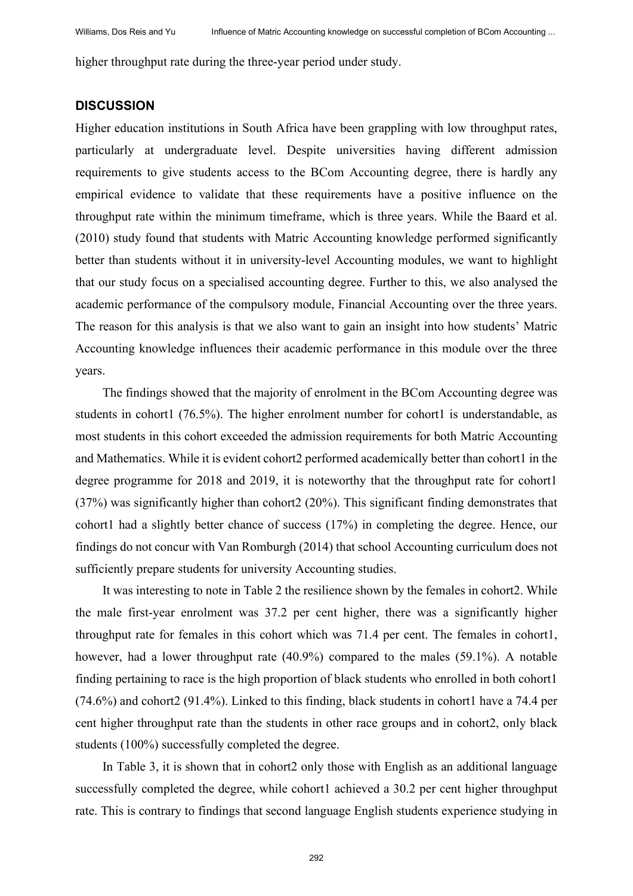higher throughput rate during the three-year period under study.

## DISCUSSION

Higher education institutions in South Africa have been grappling with low throughput rates, particularly at undergraduate level. Despite universities having different admission requirements to give students access to the BCom Accounting degree, there is hardly any empirical evidence to validate that these requirements have a positive influence on the throughput rate within the minimum timeframe, which is three years. While the Baard et al. (2010) study found that students with Matric Accounting knowledge performed significantly better than students without it in university-level Accounting modules, we want to highlight that our study focus on a specialised accounting degree. Further to this, we also analysed the academic performance of the compulsory module, Financial Accounting over the three years. The reason for this analysis is that we also want to gain an insight into how students' Matric Accounting knowledge influences their academic performance in this module over the three years.

The findings showed that the majority of enrolment in the BCom Accounting degree was students in cohort1 (76.5%). The higher enrolment number for cohort1 is understandable, as most students in this cohort exceeded the admission requirements for both Matric Accounting and Mathematics. While it is evident cohort2 performed academically better than cohort1 in the degree programme for 2018 and 2019, it is noteworthy that the throughput rate for cohort1 (37%) was significantly higher than cohort2 (20%). This significant finding demonstrates that cohort1 had a slightly better chance of success (17%) in completing the degree. Hence, our findings do not concur with Van Romburgh (2014) that school Accounting curriculum does not sufficiently prepare students for university Accounting studies.

It was interesting to note in Table 2 the resilience shown by the females in cohort2. While the male first-year enrolment was 37.2 per cent higher, there was a significantly higher throughput rate for females in this cohort which was 71.4 per cent. The females in cohort1, however, had a lower throughput rate (40.9%) compared to the males (59.1%). A notable finding pertaining to race is the high proportion of black students who enrolled in both cohort1 (74.6%) and cohort2 (91.4%). Linked to this finding, black students in cohort1 have a 74.4 per cent higher throughput rate than the students in other race groups and in cohort2, only black students (100%) successfully completed the degree.

In Table 3, it is shown that in cohort2 only those with English as an additional language successfully completed the degree, while cohort1 achieved a 30.2 per cent higher throughput rate. This is contrary to findings that second language English students experience studying in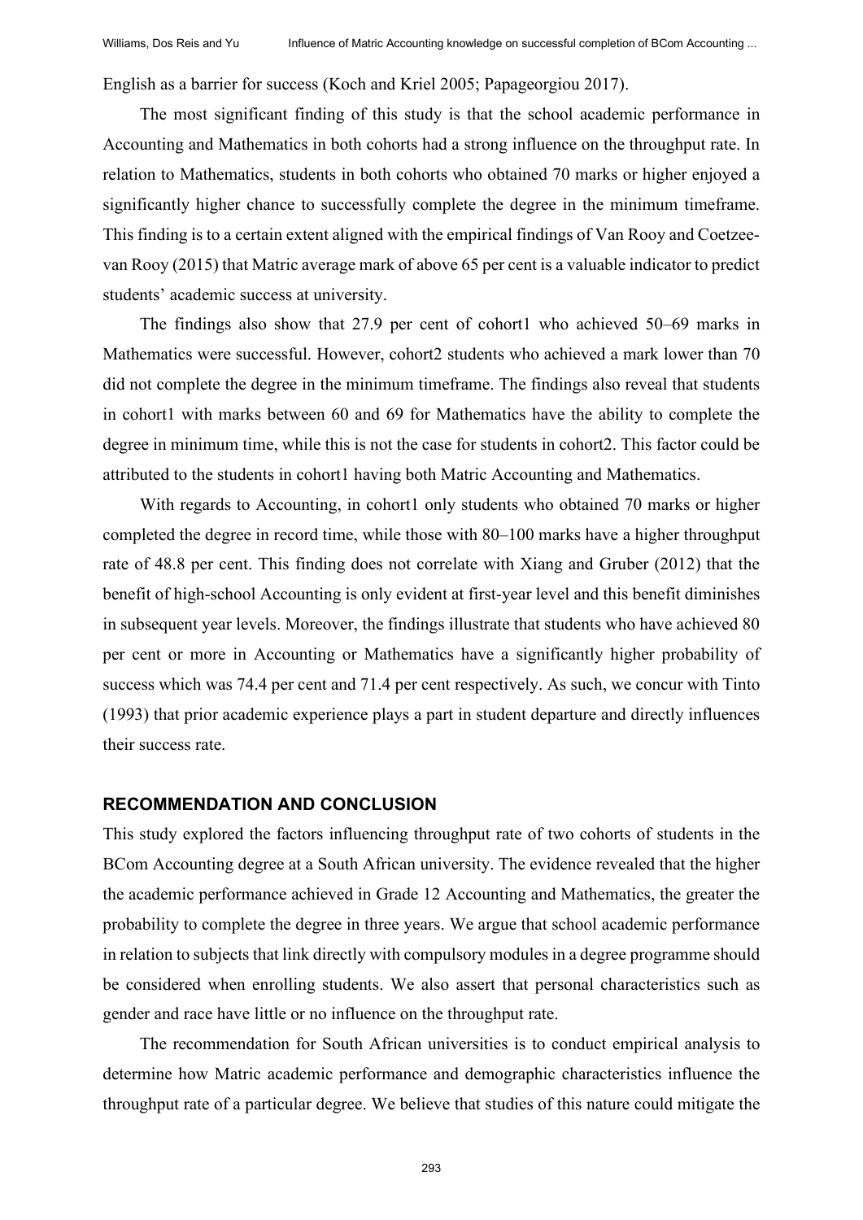English as a barrier for success (Koch and Kriel 2005; Papageorgiou 2017).

The most significant finding of this study is that the school academic performance in Accounting and Mathematics in both cohorts had a strong influence on the throughput rate. In relation to Mathematics, students in both cohorts who obtained 70 marks or higher enjoyed a significantly higher chance to successfully complete the degree in the minimum timeframe. This finding is to a certain extent aligned with the empirical findings of Van Rooy and Coetzee-van Rooy (2015) that Matric average mark of above 65 per cent is a valuable indicator to predict students' academic success at university.

The findings also show that 27.9 per cent of cohort1 who achieved 50–69 marks in Mathematics were successful. However, cohort2 students who achieved a mark lower than 70 did not complete the degree in the minimum timeframe. The findings also reveal that students in cohort1 with marks between 60 and 69 for Mathematics have the ability to complete the degree in minimum time, while this is not the case for students in cohort2. This factor could be attributed to the students in cohort1 having both Matric Accounting and Mathematics.

With regards to Accounting, in cohort1 only students who obtained 70 marks or higher completed the degree in record time, while those with 80–100 marks have a higher throughput rate of 48.8 per cent. This finding does not correlate with Xiang and Gruber (2012) that the benefit of high-school Accounting is only evident at first-year level and this benefit diminishes in subsequent year levels. Moreover, the findings illustrate that students who have achieved 80 per cent or more in Accounting or Mathematics have a significantly higher probability of success which was 74.4 per cent and 71.4 per cent respectively. As such, we concur with Tinto (1993) that prior academic experience plays a part in student departure and directly influences their success rate.

## RECOMMENDATION AND CONCLUSION

This study explored the factors influencing throughput rate of two cohorts of students in the BCom Accounting degree at a South African university. The evidence revealed that the higher the academic performance achieved in Grade 12 Accounting and Mathematics, the greater the probability to complete the degree in three years. We argue that school academic performance in relation to subjects that link directly with compulsory modules in a degree programme should be considered when enrolling students. We also assert that personal characteristics such as gender and race have little or no influence on the throughput rate.

The recommendation for South African universities is to conduct empirical analysis to determine how Matric academic performance and demographic characteristics influence the throughput rate of a particular degree. We believe that studies of this nature could mitigate the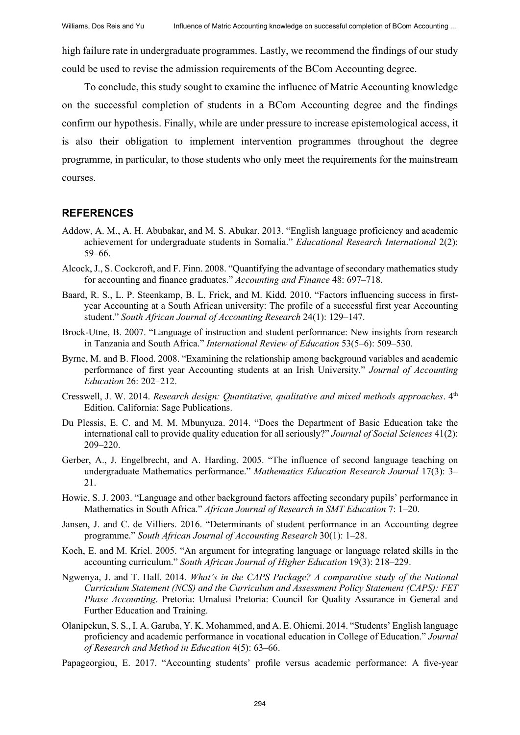high failure rate in undergraduate programmes. Lastly, we recommend the findings of our study could be used to revise the admission requirements of the BCom Accounting degree.

To conclude, this study sought to examine the influence of Matric Accounting knowledge on the successful completion of students in a BCom Accounting degree and the findings confirm our hypothesis. Finally, while are under pressure to increase epistemological access, it is also their obligation to implement intervention programmes throughout the degree programme, in particular, to those students who only meet the requirements for the mainstream courses.

## REFERENCES

Addow, A. M., A. H. Abubakar, and M. S. Abukar. 2013. "English language proficiency and academic achievement for undergraduate students in Somalia." *Educational Research International* 2(2): 59–66.

Alcock, J., S. Cockcroft, and F. Finn. 2008. "Quantifying the advantage of secondary mathematics study for accounting and finance graduates." *Accounting and Finance* 48: 697–718.

Baard, R. S., L. P. Steenkamp, B. L. Frick, and M. Kidd. 2010. "Factors influencing success in first-year Accounting at a South African university: The profile of a successful first year Accounting student." *South African Journal of Accounting Research* 24(1): 129–147.

Brock-Utne, B. 2007. "Language of instruction and student performance: New insights from research in Tanzania and South Africa." *International Review of Education* 53(5–6): 509–530.

Byrne, M. and B. Flood. 2008. "Examining the relationship among background variables and academic performance of first year Accounting students at an Irish University." *Journal of Accounting Education* 26: 202–212.

Cresswell, J. W. 2014. *Research design: Quantitative, qualitative and mixed methods approaches*. 4th Edition. California: Sage Publications.

Du Plessis, E. C. and M. M. Mbunyuza. 2014. "Does the Department of Basic Education take the international call to provide quality education for all seriously?" *Journal of Social Sciences* 41(2): 209–220.

Gerber, A., J. Engelbrecht, and A. Harding. 2005. "The influence of second language teaching on undergraduate Mathematics performance." *Mathematics Education Research Journal* 17(3): 3–21.

Howie, S. J. 2003. "Language and other background factors affecting secondary pupils' performance in Mathematics in South Africa." *African Journal of Research in SMT Education* 7: 1–20.

Jansen, J. and C. de Villiers. 2016. "Determinants of student performance in an Accounting degree programme." *South African Journal of Accounting Research* 30(1): 1–28.

Koch, E. and M. Kriel. 2005. "An argument for integrating language or language related skills in the accounting curriculum." *South African Journal of Higher Education* 19(3): 218–229.

Ngwenya, J. and T. Hall. 2014. *What's in the CAPS Package? A comparative study of the National Curriculum Statement (NCS) and the Curriculum and Assessment Policy Statement (CAPS): FET Phase Accounting*. Pretoria: Umalusi Pretoria: Council for Quality Assurance in General and Further Education and Training.

Olanipekun, S. S., I. A. Garuba, Y. K. Mohammed, and A. E. Ohiemi. 2014. "Students' English language proficiency and academic performance in vocational education in College of Education." *Journal of Research and Method in Education* 4(5): 63–66.

Papageorgiou, E. 2017. "Accounting students' profile versus academic performance: A five-year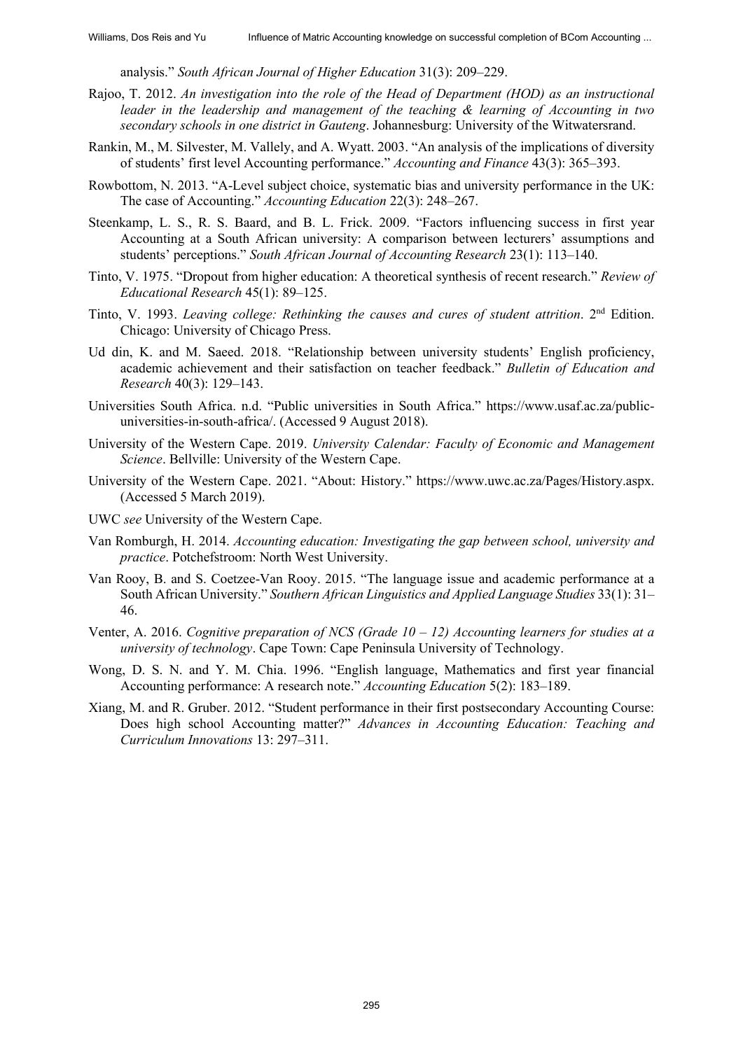analysis." *South African Journal of Higher Education* 31(3): 209–229.

Rajoo, T. 2012. *An investigation into the role of the Head of Department (HOD) as an instructional leader in the leadership and management of the teaching & learning of Accounting in two secondary schools in one district in Gauteng*. Johannesburg: University of the Witwatersrand.

Rankin, M., M. Silvester, M. Vallely, and A. Wyatt. 2003. "An analysis of the implications of diversity of students' first level Accounting performance." *Accounting and Finance* 43(3): 365–393.

Rowbottom, N. 2013. "A-Level subject choice, systematic bias and university performance in the UK: The case of Accounting." *Accounting Education* 22(3): 248–267.

Steenkamp, L. S., R. S. Baard, and B. L. Frick. 2009. "Factors influencing success in first year Accounting at a South African university: A comparison between lecturers' assumptions and students' perceptions." *South African Journal of Accounting Research* 23(1): 113–140.

Tinto, V. 1975. "Dropout from higher education: A theoretical synthesis of recent research." *Review of Educational Research* 45(1): 89–125.

Tinto, V. 1993. *Leaving college: Rethinking the causes and cures of student attrition*. 2nd Edition. Chicago: University of Chicago Press.

Ud din, K. and M. Saeed. 2018. "Relationship between university students' English proficiency, academic achievement and their satisfaction on teacher feedback." *Bulletin of Education and Research* 40(3): 129–143.

Universities South Africa. n.d. "Public universities in South Africa." https://www.usaf.ac.za/public-universities-in-south-africa/. (Accessed 9 August 2018).

University of the Western Cape. 2019. *University Calendar: Faculty of Economic and Management Science*. Bellville: University of the Western Cape.

University of the Western Cape. 2021. "About: History." https://www.uwc.ac.za/Pages/History.aspx. (Accessed 5 March 2019).

UWC *see* University of the Western Cape.

Van Romburgh, H. 2014. *Accounting education: Investigating the gap between school, university and practice*. Potchefstroom: North West University.

Van Rooy, B. and S. Coetzee-Van Rooy. 2015. "The language issue and academic performance at a South African University." *Southern African Linguistics and Applied Language Studies* 33(1): 31–46.

Venter, A. 2016. *Cognitive preparation of NCS (Grade 10 – 12) Accounting learners for studies at a university of technology*. Cape Town: Cape Peninsula University of Technology.

Wong, D. S. N. and Y. M. Chia. 1996. "English language, Mathematics and first year financial Accounting performance: A research note." *Accounting Education* 5(2): 183–189.

Xiang, M. and R. Gruber. 2012. "Student performance in their first postsecondary Accounting Course: Does high school Accounting matter?" *Advances in Accounting Education: Teaching and Curriculum Innovations* 13: 297–311.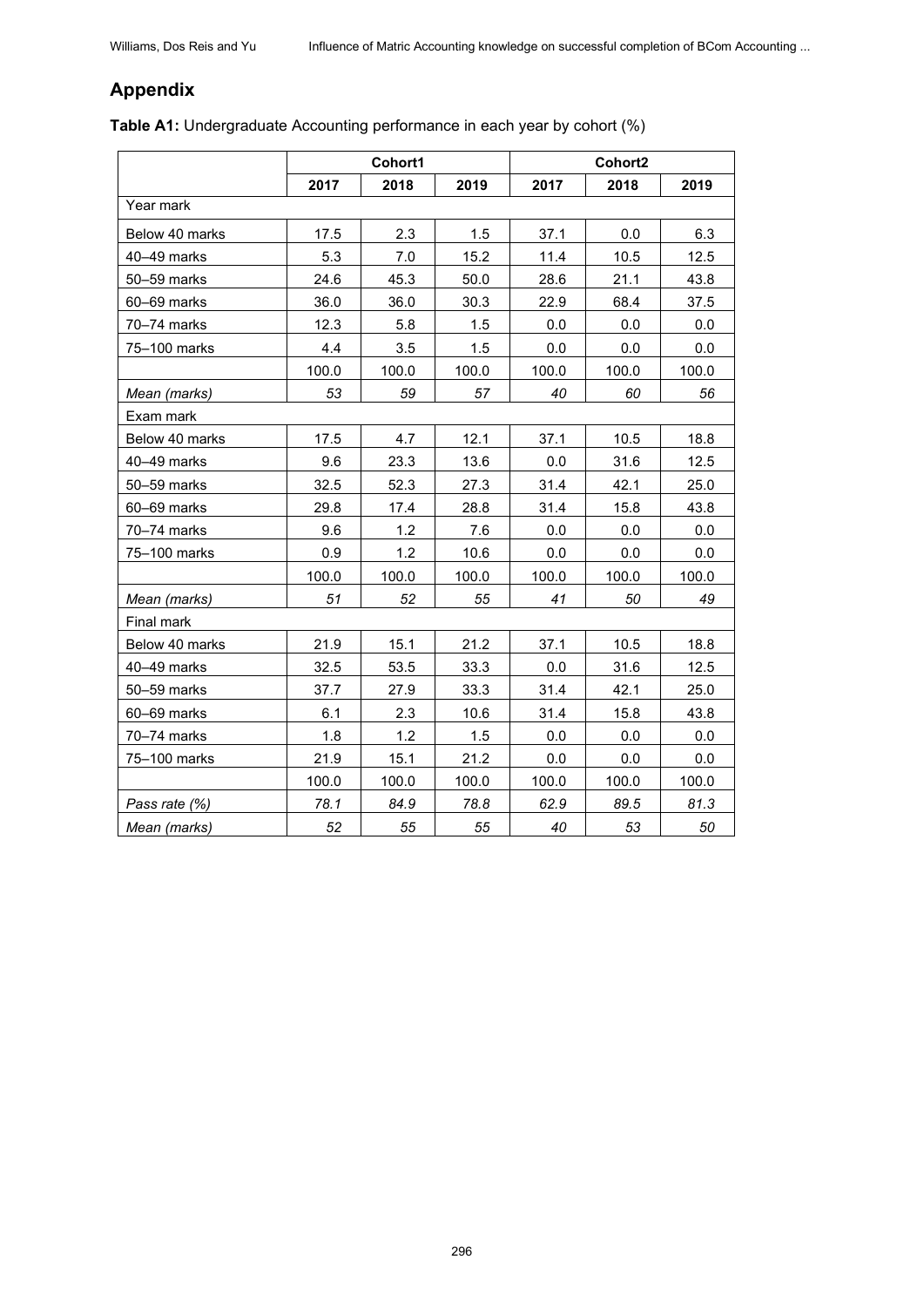## Appendix

**Table A1:** Undergraduate Accounting performance in each year by cohort (%)

| | Cohort1 | | | Cohort2 | | |
|---|---|---|---|---|---|---|
| | **2017** | **2018** | **2019** | **2017** | **2018** | **2019** |
| Year mark | | | | | | |
| Below 40 marks | 17.5 | 2.3 | 1.5 | 37.1 | 0.0 | 6.3 |
| 40–49 marks | 5.3 | 7.0 | 15.2 | 11.4 | 10.5 | 12.5 |
| 50–59 marks | 24.6 | 45.3 | 50.0 | 28.6 | 21.1 | 43.8 |
| 60–69 marks | 36.0 | 36.0 | 30.3 | 22.9 | 68.4 | 37.5 |
| 70–74 marks | 12.3 | 5.8 | 1.5 | 0.0 | 0.0 | 0.0 |
| 75–100 marks | 4.4 | 3.5 | 1.5 | 0.0 | 0.0 | 0.0 |
| | 100.0 | 100.0 | 100.0 | 100.0 | 100.0 | 100.0 |
| *Mean (marks)* | *53* | *59* | *57* | *40* | *60* | *56* |
| Exam mark | | | | | | |
| Below 40 marks | 17.5 | 4.7 | 12.1 | 37.1 | 10.5 | 18.8 |
| 40–49 marks | 9.6 | 23.3 | 13.6 | 0.0 | 31.6 | 12.5 |
| 50–59 marks | 32.5 | 52.3 | 27.3 | 31.4 | 42.1 | 25.0 |
| 60–69 marks | 29.8 | 17.4 | 28.8 | 31.4 | 15.8 | 43.8 |
| 70–74 marks | 9.6 | 1.2 | 7.6 | 0.0 | 0.0 | 0.0 |
| 75–100 marks | 0.9 | 1.2 | 10.6 | 0.0 | 0.0 | 0.0 |
| | 100.0 | 100.0 | 100.0 | 100.0 | 100.0 | 100.0 |
| *Mean (marks)* | *51* | *52* | *55* | *41* | *50* | *49* |
| Final mark | | | | | | |
| Below 40 marks | 21.9 | 15.1 | 21.2 | 37.1 | 10.5 | 18.8 |
| 40–49 marks | 32.5 | 53.5 | 33.3 | 0.0 | 31.6 | 12.5 |
| 50–59 marks | 37.7 | 27.9 | 33.3 | 31.4 | 42.1 | 25.0 |
| 60–69 marks | 6.1 | 2.3 | 10.6 | 31.4 | 15.8 | 43.8 |
| 70–74 marks | 1.8 | 1.2 | 1.5 | 0.0 | 0.0 | 0.0 |
| 75–100 marks | 21.9 | 15.1 | 21.2 | 0.0 | 0.0 | 0.0 |
| | 100.0 | 100.0 | 100.0 | 100.0 | 100.0 | 100.0 |
| *Pass rate (%)* | *78.1* | *84.9* | *78.8* | *62.9* | *89.5* | *81.3* |
| *Mean (marks)* | *52* | *55* | *55* | *40* | *53* | *50* |